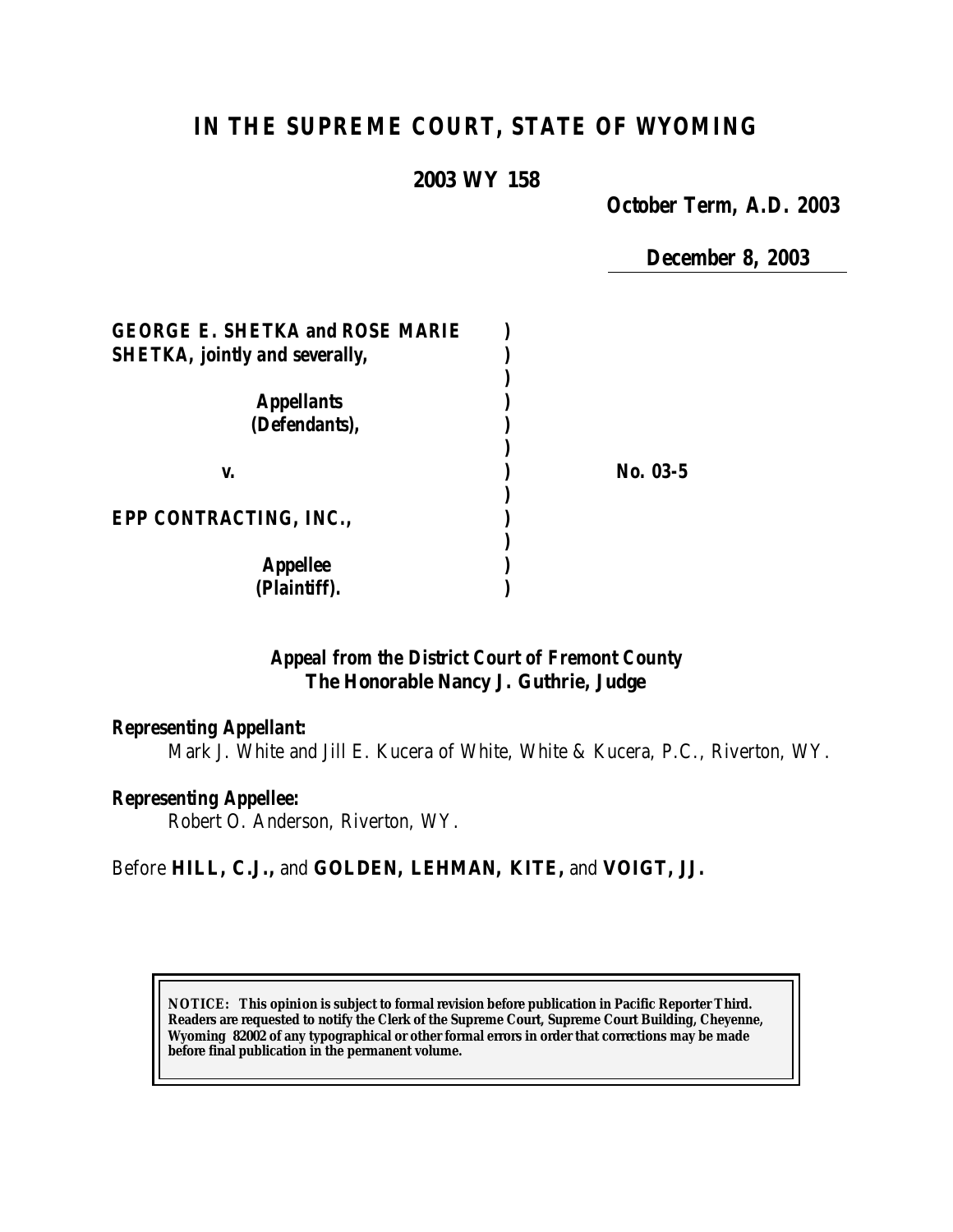# IN THE SUPREME COURT, STATE OF WYOMING

**2003 WY 158**

**October Term, A.D. 2003**

**December 8, 2003**

**GEORGE E. SHETKA and ROSE MARIE SHETKA, jointly and severally,**

**Appellants (Defendants),**

**v.**

**No. 03-5**

**EPP CONTRACTING, INC.,**

**Appellee (Plaintiff).**

**Appeal from the District Court of Fremont County**
**The Honorable Nancy J. Guthrie, Judge**

**Representing Appellant:**

Mark J. White and Jill E. Kucera of White, White & Kucera, P.C., Riverton, WY.

**Representing Appellee:**

Robert O. Anderson, Riverton, WY.

Before **HILL, C.J.,** and **GOLDEN, LEHMAN, KITE,** and **VOIGT, JJ.**

**NOTICE: This opinion is subject to formal revision before publication in Pacific Reporter Third. Readers are requested to notify the Clerk of the Supreme Court, Supreme Court Building, Cheyenne, Wyoming 82002 of any typographical or other formal errors in order that corrections may be made before final publication in the permanent volume.**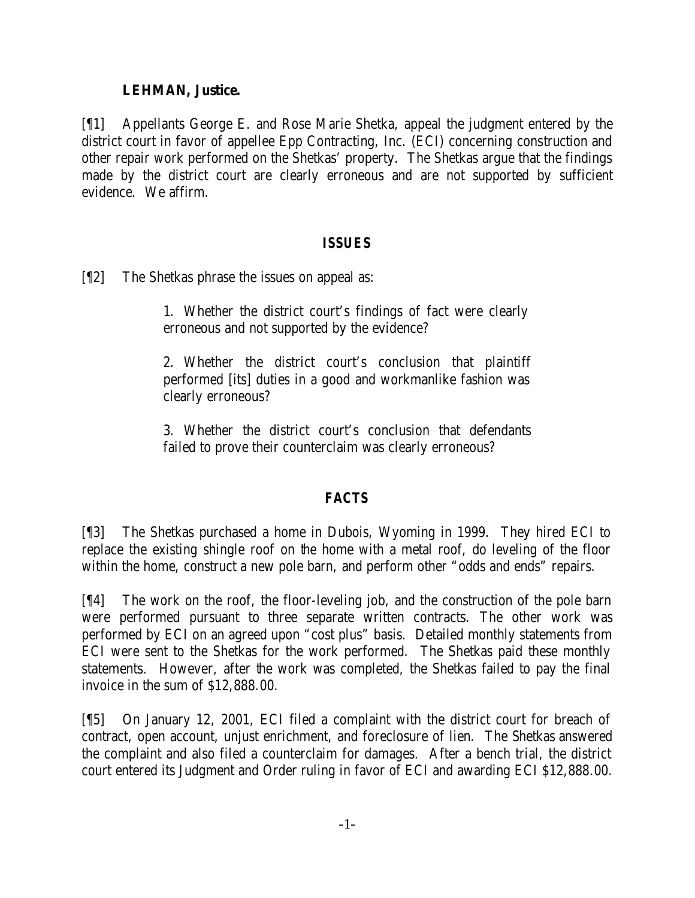**LEHMAN, Justice.**

[¶1] Appellants George E. and Rose Marie Shetka, appeal the judgment entered by the district court in favor of appellee Epp Contracting, Inc. (ECI) concerning construction and other repair work performed on the Shetkas' property. The Shetkas argue that the findings made by the district court are clearly erroneous and are not supported by sufficient evidence. We affirm.

## ISSUES

[¶2] The Shetkas phrase the issues on appeal as:

> 1. Whether the district court's findings of fact were clearly erroneous and not supported by the evidence?
>
> 2. Whether the district court's conclusion that plaintiff performed [its] duties in a good and workmanlike fashion was clearly erroneous?
>
> 3. Whether the district court's conclusion that defendants failed to prove their counterclaim was clearly erroneous?

## FACTS

[¶3] The Shetkas purchased a home in Dubois, Wyoming in 1999. They hired ECI to replace the existing shingle roof on the home with a metal roof, do leveling of the floor within the home, construct a new pole barn, and perform other "odds and ends" repairs.

[¶4] The work on the roof, the floor-leveling job, and the construction of the pole barn were performed pursuant to three separate written contracts. The other work was performed by ECI on an agreed upon "cost plus" basis. Detailed monthly statements from ECI were sent to the Shetkas for the work performed. The Shetkas paid these monthly statements. However, after the work was completed, the Shetkas failed to pay the final invoice in the sum of $12,888.00.

[¶5] On January 12, 2001, ECI filed a complaint with the district court for breach of contract, open account, unjust enrichment, and foreclosure of lien. The Shetkas answered the complaint and also filed a counterclaim for damages. After a bench trial, the district court entered its Judgment and Order ruling in favor of ECI and awarding ECI $12,888.00.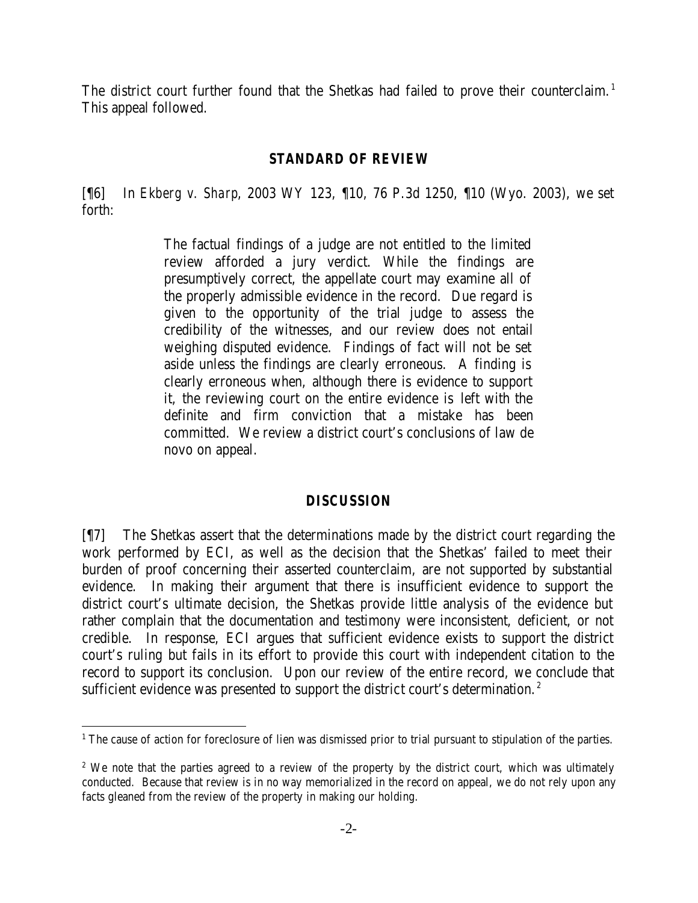The district court further found that the Shetkas had failed to prove their counterclaim.[1] This appeal followed.

## STANDARD OF REVIEW

[¶6] In *Ekberg v. Sharp*, 2003 WY 123, ¶10, 76 P.3d 1250, ¶10 (Wyo. 2003), we set forth:

> The factual findings of a judge are not entitled to the limited review afforded a jury verdict. While the findings are presumptively correct, the appellate court may examine all of the properly admissible evidence in the record. Due regard is given to the opportunity of the trial judge to assess the credibility of the witnesses, and our review does not entail weighing disputed evidence. Findings of fact will not be set aside unless the findings are clearly erroneous. A finding is clearly erroneous when, although there is evidence to support it, the reviewing court on the entire evidence is left with the definite and firm conviction that a mistake has been committed. We review a district court's conclusions of law de novo on appeal.

## DISCUSSION

[¶7] The Shetkas assert that the determinations made by the district court regarding the work performed by ECI, as well as the decision that the Shetkas' failed to meet their burden of proof concerning their asserted counterclaim, are not supported by substantial evidence. In making their argument that there is insufficient evidence to support the district court's ultimate decision, the Shetkas provide little analysis of the evidence but rather complain that the documentation and testimony were inconsistent, deficient, or not credible. In response, ECI argues that sufficient evidence exists to support the district court's ruling but fails in its effort to provide this court with independent citation to the record to support its conclusion. Upon our review of the entire record, we conclude that sufficient evidence was presented to support the district court's determination.[2]

---

[1] The cause of action for foreclosure of lien was dismissed prior to trial pursuant to stipulation of the parties.

[2] We note that the parties agreed to a review of the property by the district court, which was ultimately conducted. Because that review is in no way memorialized in the record on appeal, we do not rely upon any facts gleaned from the review of the property in making our holding.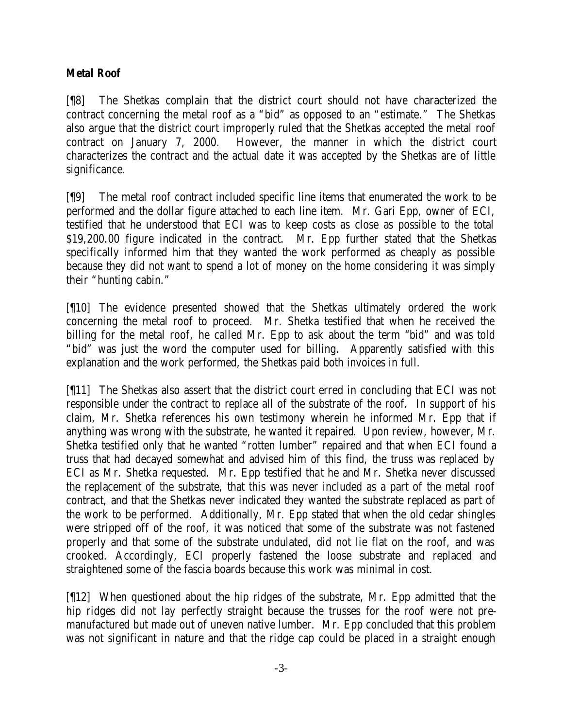### ***Metal Roof***

[¶8] The Shetkas complain that the district court should not have characterized the contract concerning the metal roof as a "bid" as opposed to an "estimate." The Shetkas also argue that the district court improperly ruled that the Shetkas accepted the metal roof contract on January 7, 2000. However, the manner in which the district court characterizes the contract and the actual date it was accepted by the Shetkas are of little significance.

[¶9] The metal roof contract included specific line items that enumerated the work to be performed and the dollar figure attached to each line item. Mr. Gari Epp, owner of ECI, testified that he understood that ECI was to keep costs as close as possible to the total $19,200.00 figure indicated in the contract. Mr. Epp further stated that the Shetkas specifically informed him that they wanted the work performed as cheaply as possible because they did not want to spend a lot of money on the home considering it was simply their "hunting cabin."

[¶10] The evidence presented showed that the Shetkas ultimately ordered the work concerning the metal roof to proceed. Mr. Shetka testified that when he received the billing for the metal roof, he called Mr. Epp to ask about the term "bid" and was told "bid" was just the word the computer used for billing. Apparently satisfied with this explanation and the work performed, the Shetkas paid both invoices in full.

[¶11] The Shetkas also assert that the district court erred in concluding that ECI was not responsible under the contract to replace all of the substrate of the roof. In support of his claim, Mr. Shetka references his own testimony wherein he informed Mr. Epp that if anything was wrong with the substrate, he wanted it repaired. Upon review, however, Mr. Shetka testified only that he wanted "rotten lumber" repaired and that when ECI found a truss that had decayed somewhat and advised him of this find, the truss was replaced by ECI as Mr. Shetka requested. Mr. Epp testified that he and Mr. Shetka never discussed the replacement of the substrate, that this was never included as a part of the metal roof contract, and that the Shetkas never indicated they wanted the substrate replaced as part of the work to be performed. Additionally, Mr. Epp stated that when the old cedar shingles were stripped off of the roof, it was noticed that some of the substrate was not fastened properly and that some of the substrate undulated, did not lie flat on the roof, and was crooked. Accordingly, ECI properly fastened the loose substrate and replaced and straightened some of the fascia boards because this work was minimal in cost.

[¶12] When questioned about the hip ridges of the substrate, Mr. Epp admitted that the hip ridges did not lay perfectly straight because the trusses for the roof were not pre-manufactured but made out of uneven native lumber. Mr. Epp concluded that this problem was not significant in nature and that the ridge cap could be placed in a straight enough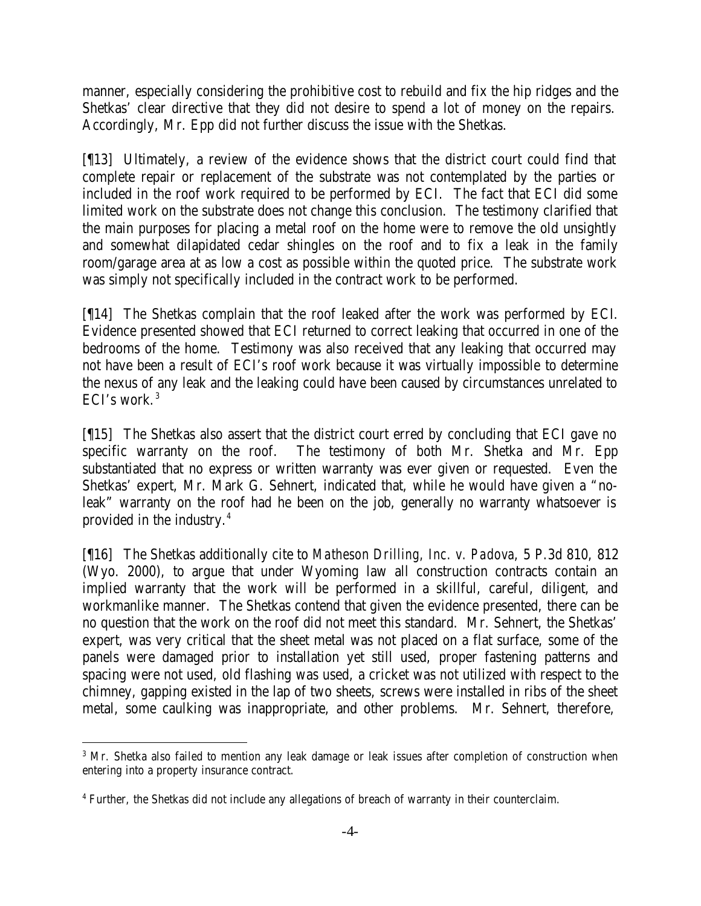manner, especially considering the prohibitive cost to rebuild and fix the hip ridges and the Shetkas' clear directive that they did not desire to spend a lot of money on the repairs. Accordingly, Mr. Epp did not further discuss the issue with the Shetkas.

[¶13] Ultimately, a review of the evidence shows that the district court could find that complete repair or replacement of the substrate was not contemplated by the parties or included in the roof work required to be performed by ECI. The fact that ECI did some limited work on the substrate does not change this conclusion. The testimony clarified that the main purposes for placing a metal roof on the home were to remove the old unsightly and somewhat dilapidated cedar shingles on the roof and to fix a leak in the family room/garage area at as low a cost as possible within the quoted price. The substrate work was simply not specifically included in the contract work to be performed.

[¶14] The Shetkas complain that the roof leaked after the work was performed by ECI. Evidence presented showed that ECI returned to correct leaking that occurred in one of the bedrooms of the home. Testimony was also received that any leaking that occurred may not have been a result of ECI's roof work because it was virtually impossible to determine the nexus of any leak and the leaking could have been caused by circumstances unrelated to ECI's work.[3]

[¶15] The Shetkas also assert that the district court erred by concluding that ECI gave no specific warranty on the roof. The testimony of both Mr. Shetka and Mr. Epp substantiated that no express or written warranty was ever given or requested. Even the Shetkas' expert, Mr. Mark G. Sehnert, indicated that, while he would have given a "no-leak" warranty on the roof had he been on the job, generally no warranty whatsoever is provided in the industry.[4]

[¶16] The Shetkas additionally cite to *Matheson Drilling, Inc. v. Padova*, 5 P.3d 810, 812 (Wyo. 2000), to argue that under Wyoming law all construction contracts contain an implied warranty that the work will be performed in a skillful, careful, diligent, and workmanlike manner. The Shetkas contend that given the evidence presented, there can be no question that the work on the roof did not meet this standard. Mr. Sehnert, the Shetkas' expert, was very critical that the sheet metal was not placed on a flat surface, some of the panels were damaged prior to installation yet still used, proper fastening patterns and spacing were not used, old flashing was used, a cricket was not utilized with respect to the chimney, gapping existed in the lap of two sheets, screws were installed in ribs of the sheet metal, some caulking was inappropriate, and other problems. Mr. Sehnert, therefore,

---

[3] Mr. Shetka also failed to mention any leak damage or leak issues after completion of construction when entering into a property insurance contract.

[4] Further, the Shetkas did not include any allegations of breach of warranty in their counterclaim.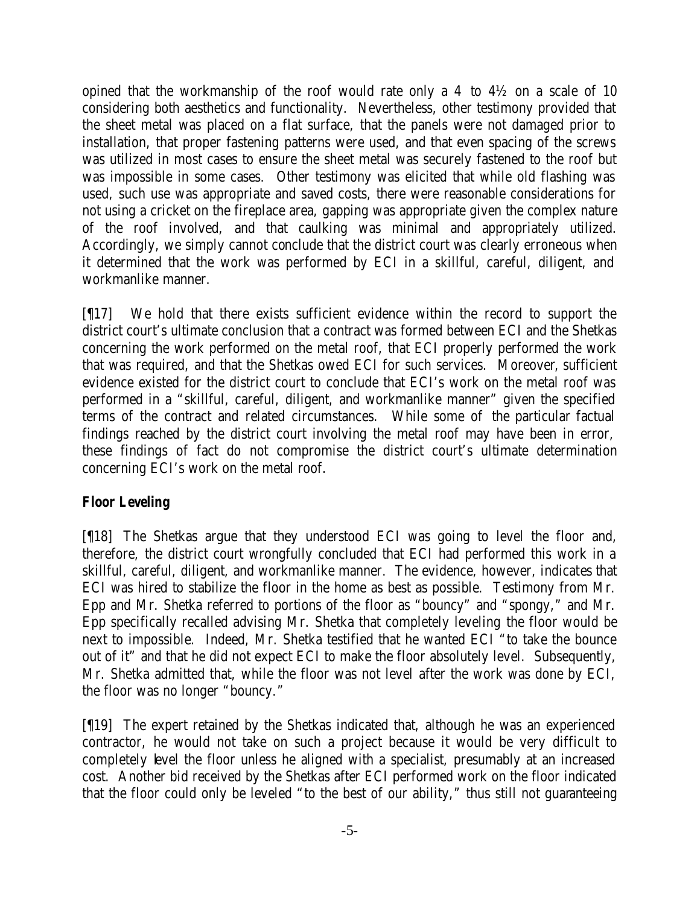opined that the workmanship of the roof would rate only a 4 to 4½ on a scale of 10 considering both aesthetics and functionality. Nevertheless, other testimony provided that the sheet metal was placed on a flat surface, that the panels were not damaged prior to installation, that proper fastening patterns were used, and that even spacing of the screws was utilized in most cases to ensure the sheet metal was securely fastened to the roof but was impossible in some cases. Other testimony was elicited that while old flashing was used, such use was appropriate and saved costs, there were reasonable considerations for not using a cricket on the fireplace area, gapping was appropriate given the complex nature of the roof involved, and that caulking was minimal and appropriately utilized. Accordingly, we simply cannot conclude that the district court was clearly erroneous when it determined that the work was performed by ECI in a skillful, careful, diligent, and workmanlike manner.

[¶17] We hold that there exists sufficient evidence within the record to support the district court's ultimate conclusion that a contract was formed between ECI and the Shetkas concerning the work performed on the metal roof, that ECI properly performed the work that was required, and that the Shetkas owed ECI for such services. Moreover, sufficient evidence existed for the district court to conclude that ECI's work on the metal roof was performed in a "skillful, careful, diligent, and workmanlike manner" given the specified terms of the contract and related circumstances. While some of the particular factual findings reached by the district court involving the metal roof may have been in error, these findings of fact do not compromise the district court's ultimate determination concerning ECI's work on the metal roof.

**Floor Leveling**

[¶18] The Shetkas argue that they understood ECI was going to level the floor and, therefore, the district court wrongfully concluded that ECI had performed this work in a skillful, careful, diligent, and workmanlike manner. The evidence, however, indicates that ECI was hired to stabilize the floor in the home as best as possible. Testimony from Mr. Epp and Mr. Shetka referred to portions of the floor as "bouncy" and "spongy," and Mr. Epp specifically recalled advising Mr. Shetka that completely leveling the floor would be next to impossible. Indeed, Mr. Shetka testified that he wanted ECI "to take the bounce out of it" and that he did not expect ECI to make the floor absolutely level. Subsequently, Mr. Shetka admitted that, while the floor was not level after the work was done by ECI, the floor was no longer "bouncy."

[¶19] The expert retained by the Shetkas indicated that, although he was an experienced contractor, he would not take on such a project because it would be very difficult to completely level the floor unless he aligned with a specialist, presumably at an increased cost. Another bid received by the Shetkas after ECI performed work on the floor indicated that the floor could only be leveled "to the best of our ability," thus still not guaranteeing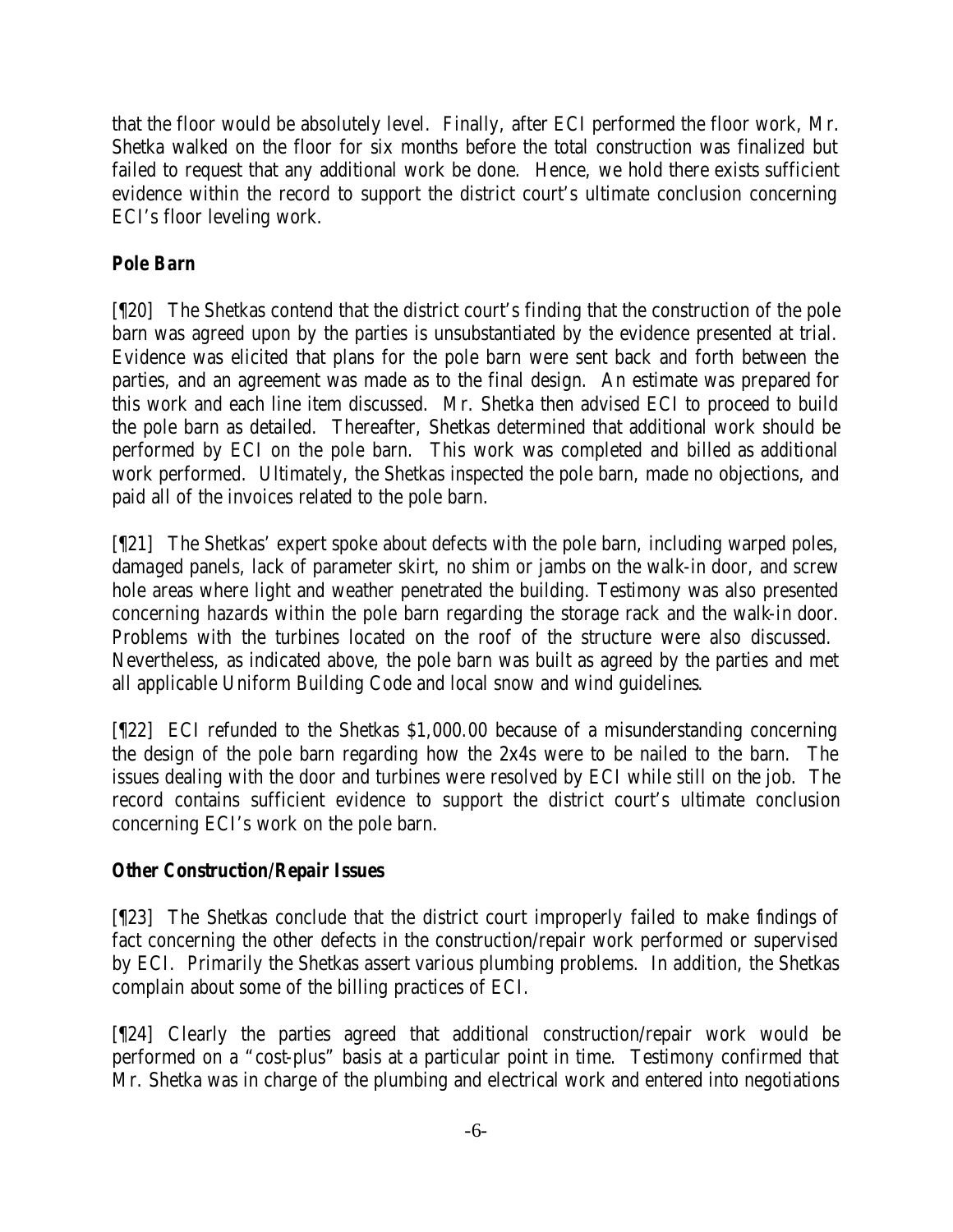that the floor would be absolutely level. Finally, after ECI performed the floor work, Mr. Shetka walked on the floor for six months before the total construction was finalized but failed to request that any additional work be done. Hence, we hold there exists sufficient evidence within the record to support the district court's ultimate conclusion concerning ECI's floor leveling work.

### Pole Barn

[¶20] The Shetkas contend that the district court's finding that the construction of the pole barn was agreed upon by the parties is unsubstantiated by the evidence presented at trial. Evidence was elicited that plans for the pole barn were sent back and forth between the parties, and an agreement was made as to the final design. An estimate was prepared for this work and each line item discussed. Mr. Shetka then advised ECI to proceed to build the pole barn as detailed. Thereafter, Shetkas determined that additional work should be performed by ECI on the pole barn. This work was completed and billed as additional work performed. Ultimately, the Shetkas inspected the pole barn, made no objections, and paid all of the invoices related to the pole barn.

[¶21] The Shetkas' expert spoke about defects with the pole barn, including warped poles, damaged panels, lack of parameter skirt, no shim or jambs on the walk-in door, and screw hole areas where light and weather penetrated the building. Testimony was also presented concerning hazards within the pole barn regarding the storage rack and the walk-in door. Problems with the turbines located on the roof of the structure were also discussed. Nevertheless, as indicated above, the pole barn was built as agreed by the parties and met all applicable Uniform Building Code and local snow and wind guidelines.

[¶22] ECI refunded to the Shetkas $1,000.00 because of a misunderstanding concerning the design of the pole barn regarding how the 2x4s were to be nailed to the barn. The issues dealing with the door and turbines were resolved by ECI while still on the job. The record contains sufficient evidence to support the district court's ultimate conclusion concerning ECI's work on the pole barn.

### Other Construction/Repair Issues

[¶23] The Shetkas conclude that the district court improperly failed to make findings of fact concerning the other defects in the construction/repair work performed or supervised by ECI. Primarily the Shetkas assert various plumbing problems. In addition, the Shetkas complain about some of the billing practices of ECI.

[¶24] Clearly the parties agreed that additional construction/repair work would be performed on a "cost-plus" basis at a particular point in time. Testimony confirmed that Mr. Shetka was in charge of the plumbing and electrical work and entered into negotiations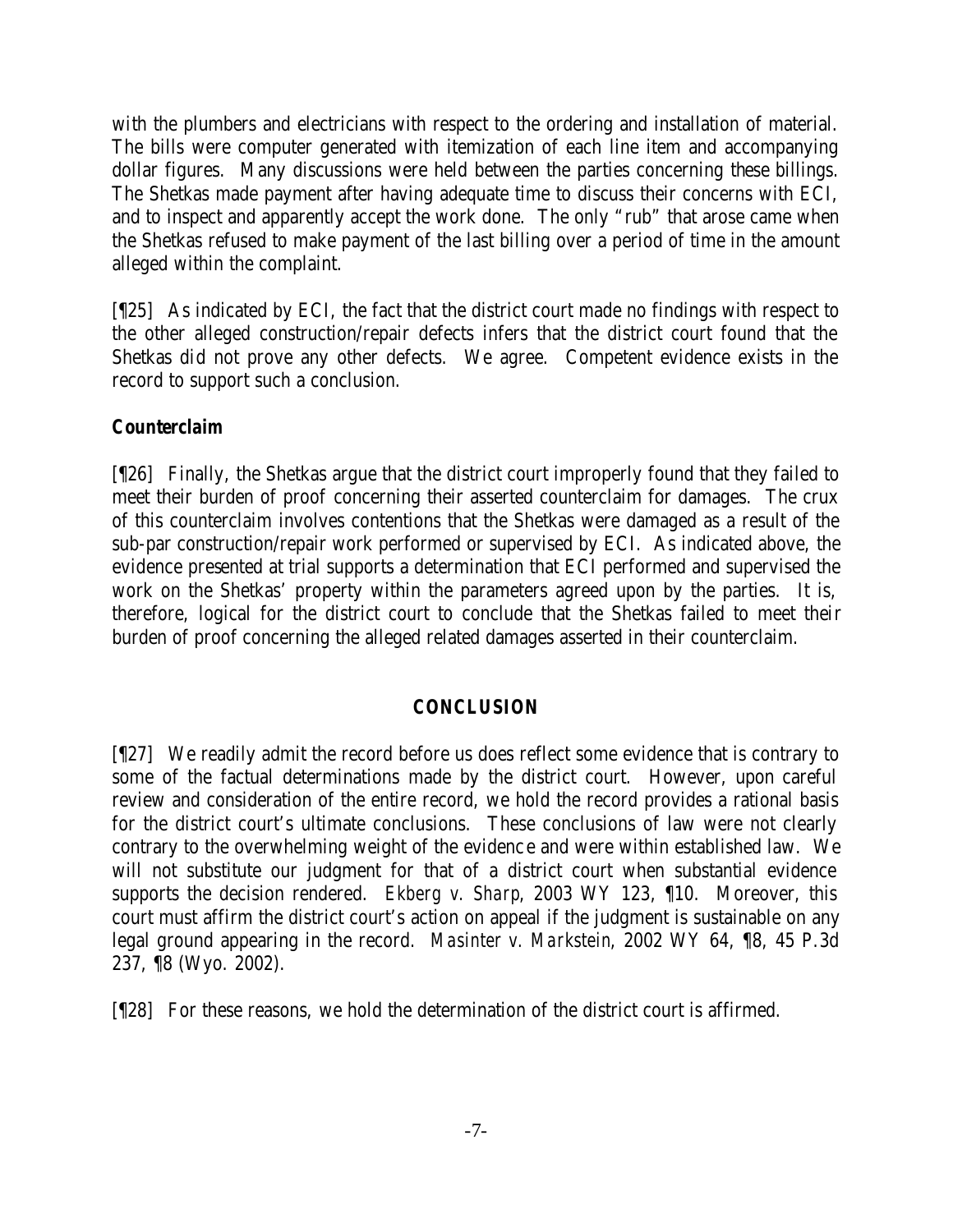with the plumbers and electricians with respect to the ordering and installation of material. The bills were computer generated with itemization of each line item and accompanying dollar figures. Many discussions were held between the parties concerning these billings. The Shetkas made payment after having adequate time to discuss their concerns with ECI, and to inspect and apparently accept the work done. The only "rub" that arose came when the Shetkas refused to make payment of the last billing over a period of time in the amount alleged within the complaint.

[¶25] As indicated by ECI, the fact that the district court made no findings with respect to the other alleged construction/repair defects infers that the district court found that the Shetkas did not prove any other defects. We agree. Competent evidence exists in the record to support such a conclusion.

### *Counterclaim*

[¶26] Finally, the Shetkas argue that the district court improperly found that they failed to meet their burden of proof concerning their asserted counterclaim for damages. The crux of this counterclaim involves contentions that the Shetkas were damaged as a result of the sub-par construction/repair work performed or supervised by ECI. As indicated above, the evidence presented at trial supports a determination that ECI performed and supervised the work on the Shetkas' property within the parameters agreed upon by the parties. It is, therefore, logical for the district court to conclude that the Shetkas failed to meet their burden of proof concerning the alleged related damages asserted in their counterclaim.

## **CONCLUSION**

[¶27] We readily admit the record before us does reflect some evidence that is contrary to some of the factual determinations made by the district court. However, upon careful review and consideration of the entire record, we hold the record provides a rational basis for the district court's ultimate conclusions. These conclusions of law were not clearly contrary to the overwhelming weight of the evidence and were within established law. We will not substitute our judgment for that of a district court when substantial evidence supports the decision rendered. *Ekberg v. Sharp*, 2003 WY 123, ¶10. Moreover, this court must affirm the district court's action on appeal if the judgment is sustainable on any legal ground appearing in the record. *Masinter v. Markstein*, 2002 WY 64, ¶8, 45 P.3d 237, ¶8 (Wyo. 2002).

[¶28] For these reasons, we hold the determination of the district court is affirmed.